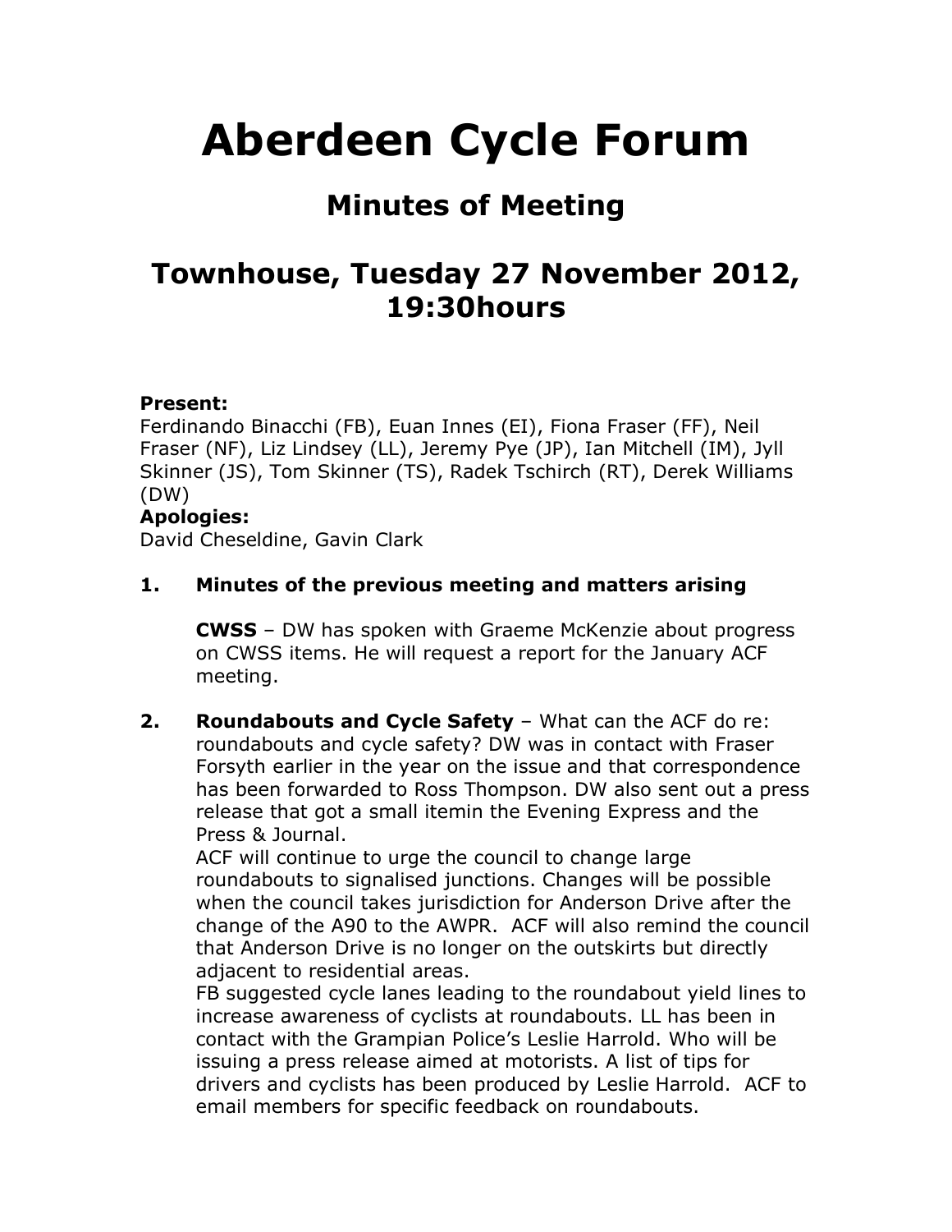# Aberdeen Cycle Forum

## Minutes of Meeting

## Townhouse, Tuesday 27 November 2012, 19:30hours

**Present:**
Ferdinando Binacchi (FB), Euan Innes (EI), Fiona Fraser (FF), Neil Fraser (NF), Liz Lindsey (LL), Jeremy Pye (JP), Ian Mitchell (IM), Jyll Skinner (JS), Tom Skinner (TS), Radek Tschirch (RT), Derek Williams (DW)

**Apologies:**
David Cheseldine, Gavin Clark

**1. Minutes of the previous meeting and matters arising**

**CWSS** – DW has spoken with Graeme McKenzie about progress on CWSS items. He will request a report for the January ACF meeting.

**2. Roundabouts and Cycle Safety** – What can the ACF do re: roundabouts and cycle safety? DW was in contact with Fraser Forsyth earlier in the year on the issue and that correspondence has been forwarded to Ross Thompson. DW also sent out a press release that got a small itemin the Evening Express and the Press & Journal.

ACF will continue to urge the council to change large roundabouts to signalised junctions. Changes will be possible when the council takes jurisdiction for Anderson Drive after the change of the A90 to the AWPR. ACF will also remind the council that Anderson Drive is no longer on the outskirts but directly adjacent to residential areas.

FB suggested cycle lanes leading to the roundabout yield lines to increase awareness of cyclists at roundabouts. LL has been in contact with the Grampian Police's Leslie Harrold. Who will be issuing a press release aimed at motorists. A list of tips for drivers and cyclists has been produced by Leslie Harrold. ACF to email members for specific feedback on roundabouts.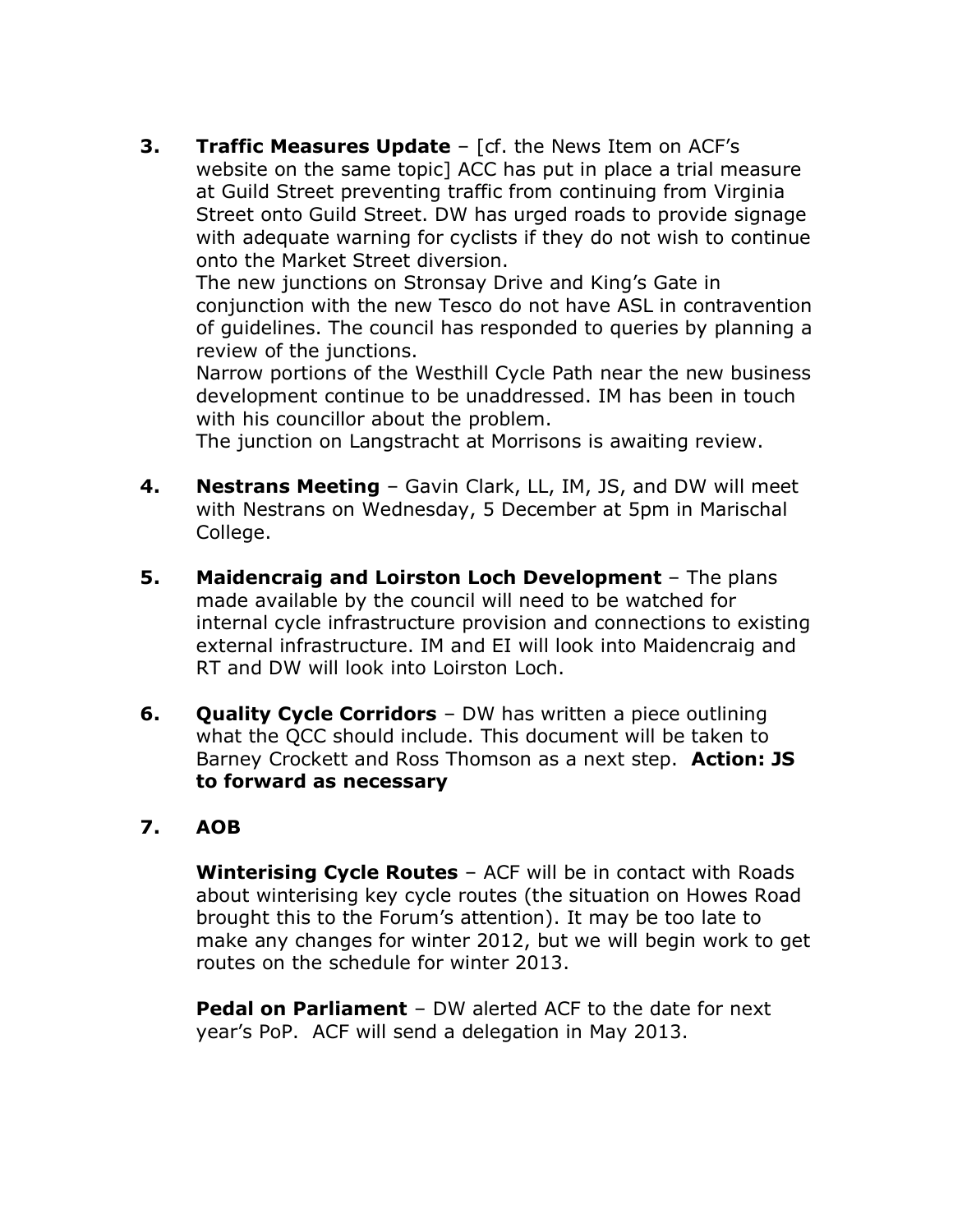3. **Traffic Measures Update** – [cf. the News Item on ACF's website on the same topic] ACC has put in place a trial measure at Guild Street preventing traffic from continuing from Virginia Street onto Guild Street. DW has urged roads to provide signage with adequate warning for cyclists if they do not wish to continue onto the Market Street diversion.

   The new junctions on Stronsay Drive and King's Gate in conjunction with the new Tesco do not have ASL in contravention of guidelines. The council has responded to queries by planning a review of the junctions.

   Narrow portions of the Westhill Cycle Path near the new business development continue to be unaddressed. IM has been in touch with his councillor about the problem.

   The junction on Langstracht at Morrisons is awaiting review.

4. **Nestrans Meeting** – Gavin Clark, LL, IM, JS, and DW will meet with Nestrans on Wednesday, 5 December at 5pm in Marischal College.

5. **Maidencraig and Loirston Loch Development** – The plans made available by the council will need to be watched for internal cycle infrastructure provision and connections to existing external infrastructure. IM and EI will look into Maidencraig and RT and DW will look into Loirston Loch.

6. **Quality Cycle Corridors** – DW has written a piece outlining what the QCC should include. This document will be taken to Barney Crockett and Ross Thomson as a next step. **Action: JS to forward as necessary**

7. **AOB**

   **Winterising Cycle Routes** – ACF will be in contact with Roads about winterising key cycle routes (the situation on Howes Road brought this to the Forum's attention). It may be too late to make any changes for winter 2012, but we will begin work to get routes on the schedule for winter 2013.

   **Pedal on Parliament** – DW alerted ACF to the date for next year's PoP. ACF will send a delegation in May 2013.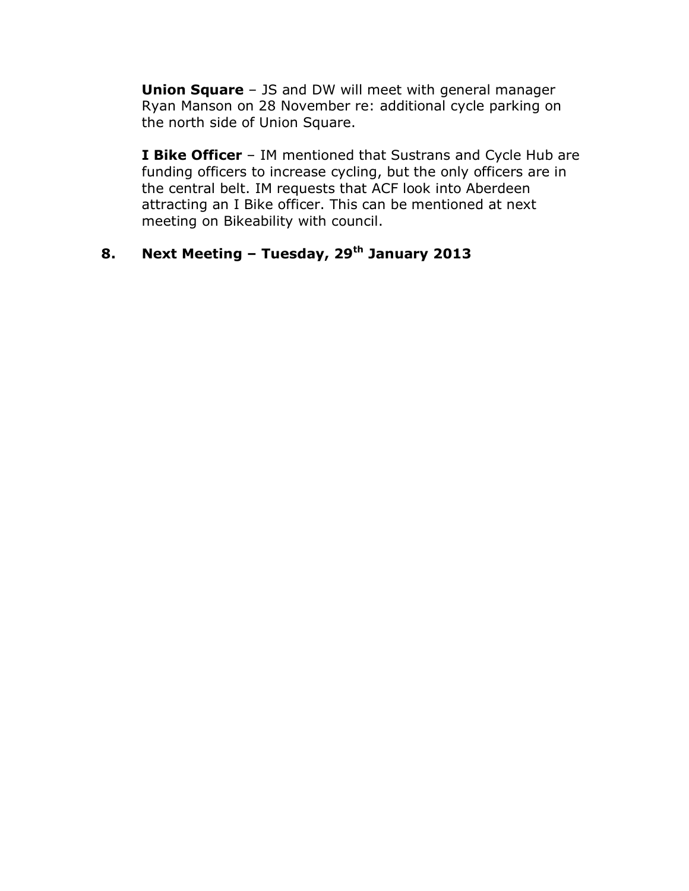**Union Square** – JS and DW will meet with general manager Ryan Manson on 28 November re: additional cycle parking on the north side of Union Square.

**I Bike Officer** – IM mentioned that Sustrans and Cycle Hub are funding officers to increase cycling, but the only officers are in the central belt. IM requests that ACF look into Aberdeen attracting an I Bike officer. This can be mentioned at next meeting on Bikeability with council.

## 8. Next Meeting – Tuesday, 29th January 2013